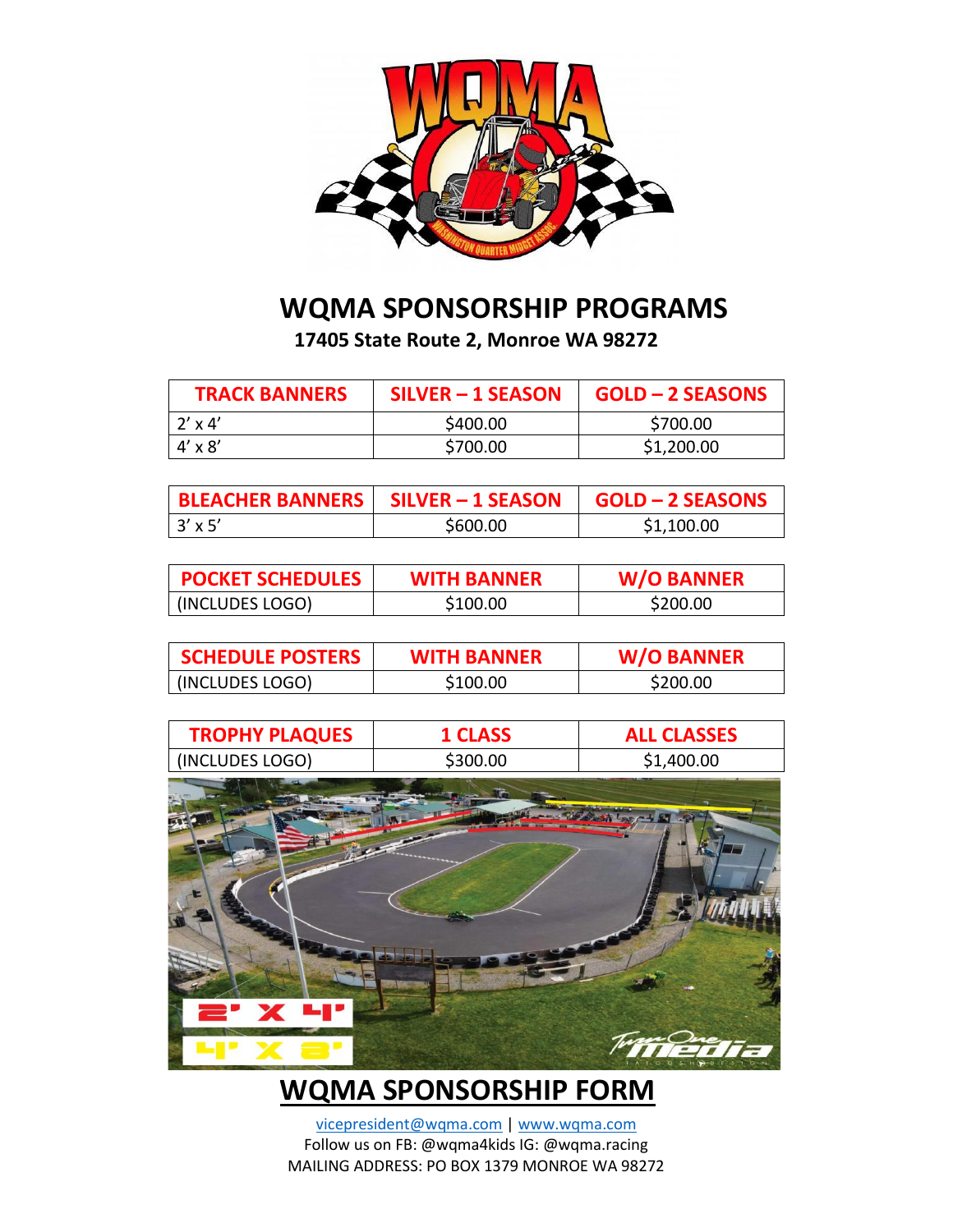# WQMA SPONSORSHIP PROGRAMS

**17405 State Route 2, Monroe WA 98272**

| TRACK BANNERS | SILVER – 1 SEASON | GOLD – 2 SEASONS |
|---|---|---|
| 2' x 4' | $400.00 | $700.00 |
| 4' x 8' | $700.00 | $1,200.00 |

| BLEACHER BANNERS | SILVER – 1 SEASON | GOLD – 2 SEASONS |
|---|---|---|
| 3' x 5' | $600.00 | $1,100.00 |

| POCKET SCHEDULES | WITH BANNER | W/O BANNER |
|---|---|---|
| (INCLUDES LOGO) | $100.00 | $200.00 |

| SCHEDULE POSTERS | WITH BANNER | W/O BANNER |
|---|---|---|
| (INCLUDES LOGO) | $100.00 | $200.00 |

| TROPHY PLAQUES | 1 CLASS | ALL CLASSES |
|---|---|---|
| (INCLUDES LOGO) | $300.00 | $1,400.00 |

## WQMA SPONSORSHIP FORM

vicepresident@wqma.com | www.wqma.com

Follow us on FB: @wqma4kids IG: @wqma.racing

MAILING ADDRESS: PO BOX 1379 MONROE WA 98272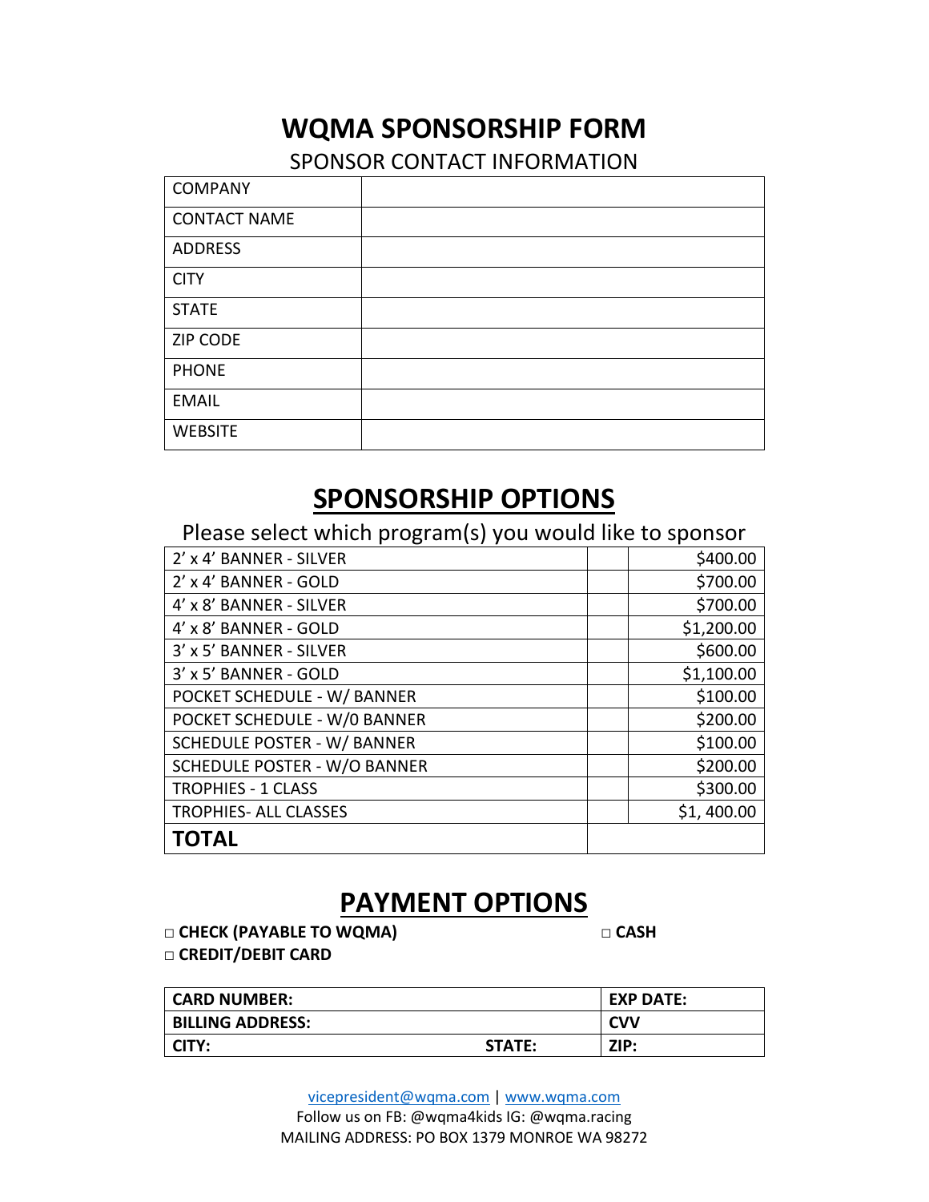# WQMA SPONSORSHIP FORM

SPONSOR CONTACT INFORMATION

| | |
|---|---|
| COMPANY | |
| CONTACT NAME | |
| ADDRESS | |
| CITY | |
| STATE | |
| ZIP CODE | |
| PHONE | |
| EMAIL | |
| WEBSITE | |

## SPONSORSHIP OPTIONS

Please select which program(s) you would like to sponsor

| | | |
|---|---|---|
| 2' x 4' BANNER - SILVER | | $400.00 |
| 2' x 4' BANNER - GOLD | | $700.00 |
| 4' x 8' BANNER - SILVER | | $700.00 |
| 4' x 8' BANNER - GOLD | | $1,200.00 |
| 3' x 5' BANNER - SILVER | | $600.00 |
| 3' x 5' BANNER - GOLD | | $1,100.00 |
| POCKET SCHEDULE - W/ BANNER | | $100.00 |
| POCKET SCHEDULE - W/0 BANNER | | $200.00 |
| SCHEDULE POSTER - W/ BANNER | | $100.00 |
| SCHEDULE POSTER - W/O BANNER | | $200.00 |
| TROPHIES - 1 CLASS | | $300.00 |
| TROPHIES- ALL CLASSES | | $1, 400.00 |
| **TOTAL** | | |

## PAYMENT OPTIONS

□ **CHECK (PAYABLE TO WQMA)**

□ **CASH**

□ **CREDIT/DEBIT CARD**

| | | |
|---|---|---|
| **CARD NUMBER:** | | **EXP DATE:** |
| **BILLING ADDRESS:** | | **CVV** |
| **CITY:** | **STATE:** | **ZIP:** |

vicepresident@wqma.com | www.wqma.com

Follow us on FB: @wqma4kids IG: @wqma.racing

MAILING ADDRESS: PO BOX 1379 MONROE WA 98272